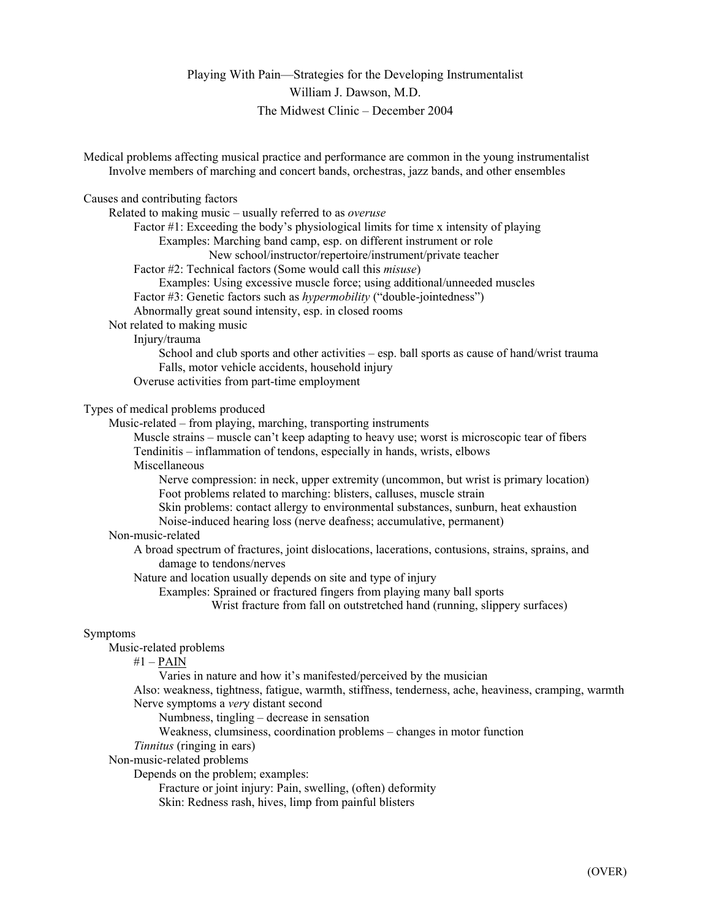# Playing With Pain—Strategies for the Developing Instrumentalist

William J. Dawson, M.D.

The Midwest Clinic – December 2004

- Medical problems affecting musical practice and performance are common in the young instrumentalist
  - Involve members of marching and concert bands, orchestras, jazz bands, and other ensembles

- Causes and contributing factors
  - Related to making music – usually referred to as *overuse*
    - Factor #1: Exceeding the body's physiological limits for time x intensity of playing
      - Examples: Marching band camp, esp. on different instrument or role
        - New school/instructor/repertoire/instrument/private teacher
    - Factor #2: Technical factors (Some would call this *misuse*)
      - Examples: Using excessive muscle force; using additional/unneeded muscles
    - Factor #3: Genetic factors such as *hypermobility* ("double-jointedness")
    - Abnormally great sound intensity, esp. in closed rooms
  - Not related to making music
    - Injury/trauma
      - School and club sports and other activities – esp. ball sports as cause of hand/wrist trauma
      - Falls, motor vehicle accidents, household injury
    - Overuse activities from part-time employment

- Types of medical problems produced
  - Music-related – from playing, marching, transporting instruments
    - Muscle strains – muscle can't keep adapting to heavy use; worst is microscopic tear of fibers
    - Tendinitis – inflammation of tendons, especially in hands, wrists, elbows
    - Miscellaneous
      - Nerve compression: in neck, upper extremity (uncommon, but wrist is primary location)
      - Foot problems related to marching: blisters, calluses, muscle strain
      - Skin problems: contact allergy to environmental substances, sunburn, heat exhaustion
      - Noise-induced hearing loss (nerve deafness; accumulative, permanent)
  - Non-music-related
    - A broad spectrum of fractures, joint dislocations, lacerations, contusions, strains, sprains, and damage to tendons/nerves
    - Nature and location usually depends on site and type of injury
      - Examples: Sprained or fractured fingers from playing many ball sports
        - Wrist fracture from fall on outstretched hand (running, slippery surfaces)

- Symptoms
  - Music-related problems
    - #1 – <u>PAIN</u>
      - Varies in nature and how it's manifested/perceived by the musician
    - Also: weakness, tightness, fatigue, warmth, stiffness, tenderness, ache, heaviness, cramping, warmth
    - Nerve symptoms a *ver*y distant second
      - Numbness, tingling – decrease in sensation
      - Weakness, clumsiness, coordination problems – changes in motor function
    - *Tinnitus* (ringing in ears)
  - Non-music-related problems
    - Depends on the problem; examples:
      - Fracture or joint injury: Pain, swelling, (often) deformity
      - Skin: Redness rash, hives, limp from painful blisters

(OVER)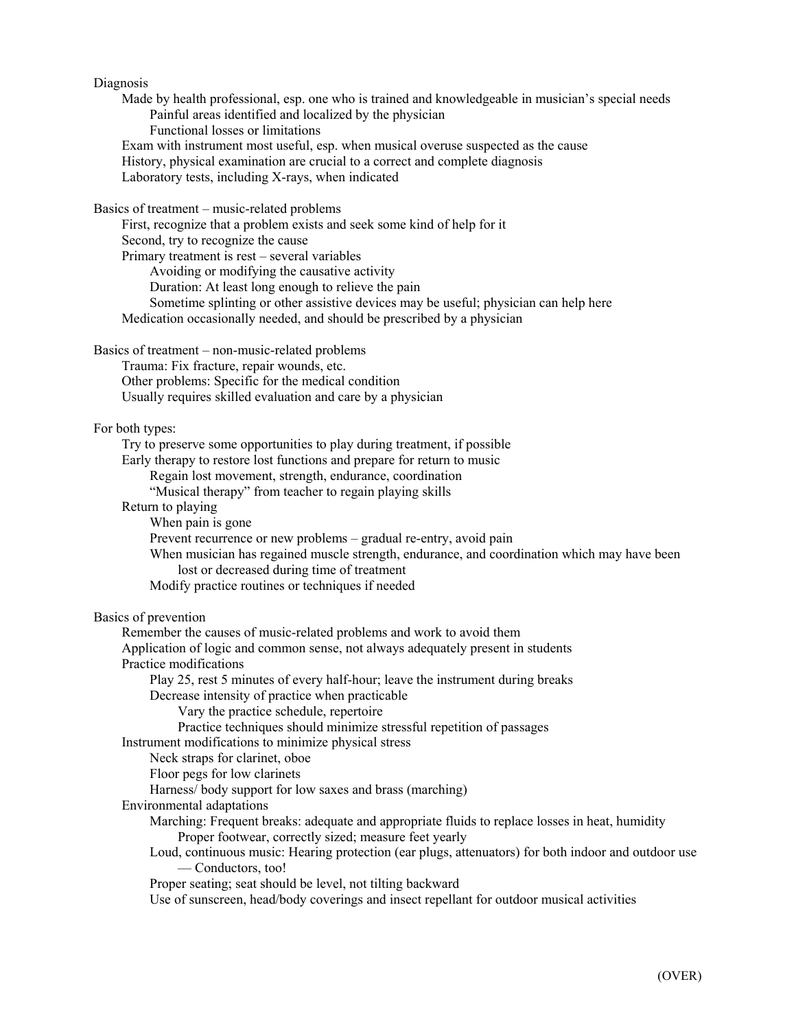## Diagnosis

- Made by health professional, esp. one who is trained and knowledgeable in musician's special needs
  - Painful areas identified and localized by the physician
  - Functional losses or limitations
- Exam with instrument most useful, esp. when musical overuse suspected as the cause
- History, physical examination are crucial to a correct and complete diagnosis
- Laboratory tests, including X-rays, when indicated

## Basics of treatment – music-related problems

- First, recognize that a problem exists and seek some kind of help for it
- Second, try to recognize the cause
- Primary treatment is rest – several variables
  - Avoiding or modifying the causative activity
  - Duration: At least long enough to relieve the pain
  - Sometime splinting or other assistive devices may be useful; physician can help here
- Medication occasionally needed, and should be prescribed by a physician

## Basics of treatment – non-music-related problems

- Trauma: Fix fracture, repair wounds, etc.
- Other problems: Specific for the medical condition
- Usually requires skilled evaluation and care by a physician

## For both types:

- Try to preserve some opportunities to play during treatment, if possible
- Early therapy to restore lost functions and prepare for return to music
  - Regain lost movement, strength, endurance, coordination
  - "Musical therapy" from teacher to regain playing skills
- Return to playing
  - When pain is gone
  - Prevent recurrence or new problems – gradual re-entry, avoid pain
  - When musician has regained muscle strength, endurance, and coordination which may have been lost or decreased during time of treatment
  - Modify practice routines or techniques if needed

## Basics of prevention

- Remember the causes of music-related problems and work to avoid them
- Application of logic and common sense, not always adequately present in students
- Practice modifications
  - Play 25, rest 5 minutes of every half-hour; leave the instrument during breaks
  - Decrease intensity of practice when practicable
    - Vary the practice schedule, repertoire
    - Practice techniques should minimize stressful repetition of passages
- Instrument modifications to minimize physical stress
  - Neck straps for clarinet, oboe
  - Floor pegs for low clarinets
  - Harness/ body support for low saxes and brass (marching)
- Environmental adaptations
  - Marching: Frequent breaks: adequate and appropriate fluids to replace losses in heat, humidity
    - Proper footwear, correctly sized; measure feet yearly
  - Loud, continuous music: Hearing protection (ear plugs, attenuators) for both indoor and outdoor use — Conductors, too!
  - Proper seating; seat should be level, not tilting backward
  - Use of sunscreen, head/body coverings and insect repellant for outdoor musical activities

(OVER)